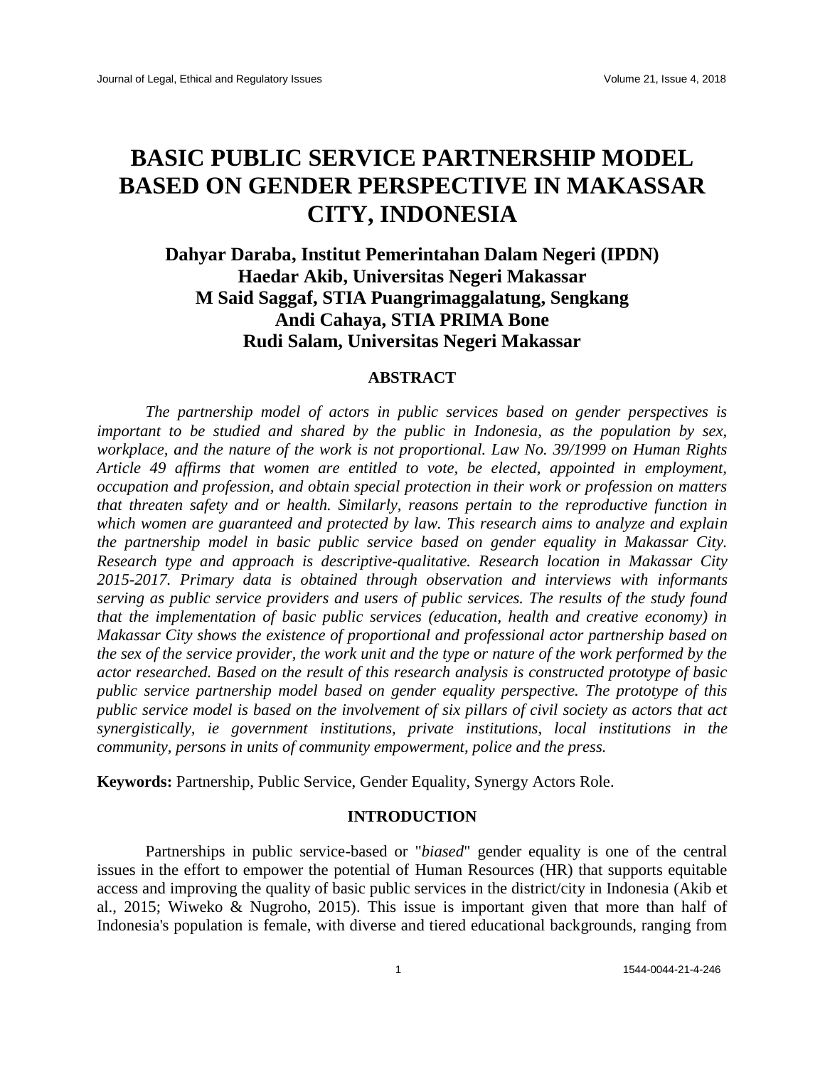# BASIC PUBLIC SERVICE PARTNERSHIP MODEL BASED ON GENDER PERSPECTIVE IN MAKASSAR CITY, INDONESIA

**Dahyar Daraba, Institut Pemerintahan Dalam Negeri (IPDN)**
**Haedar Akib, Universitas Negeri Makassar**
**M Said Saggaf, STIA Puangrimaggalatung, Sengkang**
**Andi Cahaya, STIA PRIMA Bone**
**Rudi Salam, Universitas Negeri Makassar**

## ABSTRACT

*The partnership model of actors in public services based on gender perspectives is important to be studied and shared by the public in Indonesia, as the population by sex, workplace, and the nature of the work is not proportional. Law No. 39/1999 on Human Rights Article 49 affirms that women are entitled to vote, be elected, appointed in employment, occupation and profession, and obtain special protection in their work or profession on matters that threaten safety and or health. Similarly, reasons pertain to the reproductive function in which women are guaranteed and protected by law. This research aims to analyze and explain the partnership model in basic public service based on gender equality in Makassar City. Research type and approach is descriptive-qualitative. Research location in Makassar City 2015-2017. Primary data is obtained through observation and interviews with informants serving as public service providers and users of public services. The results of the study found that the implementation of basic public services (education, health and creative economy) in Makassar City shows the existence of proportional and professional actor partnership based on the sex of the service provider, the work unit and the type or nature of the work performed by the actor researched. Based on the result of this research analysis is constructed prototype of basic public service partnership model based on gender equality perspective. The prototype of this public service model is based on the involvement of six pillars of civil society as actors that act synergistically, ie government institutions, private institutions, local institutions in the community, persons in units of community empowerment, police and the press.*

**Keywords:** Partnership, Public Service, Gender Equality, Synergy Actors Role.

## INTRODUCTION

Partnerships in public service-based or "*biased*" gender equality is one of the central issues in the effort to empower the potential of Human Resources (HR) that supports equitable access and improving the quality of basic public services in the district/city in Indonesia (Akib et al., 2015; Wiweko & Nugroho, 2015). This issue is important given that more than half of Indonesia's population is female, with diverse and tiered educational backgrounds, ranging from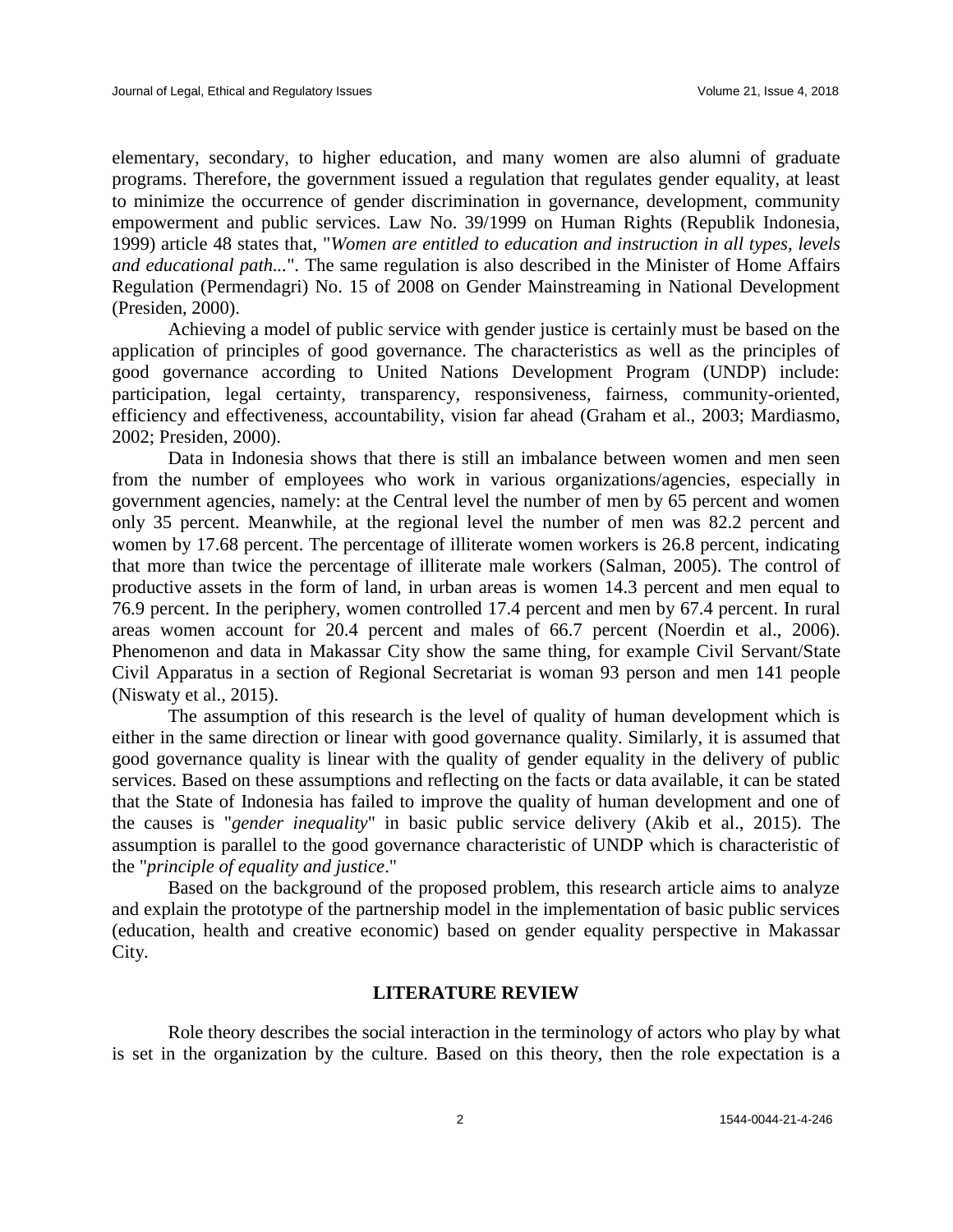elementary, secondary, to higher education, and many women are also alumni of graduate programs. Therefore, the government issued a regulation that regulates gender equality, at least to minimize the occurrence of gender discrimination in governance, development, community empowerment and public services. Law No. 39/1999 on Human Rights (Republik Indonesia, 1999) article 48 states that, "*Women are entitled to education and instruction in all types, levels and educational path...*". The same regulation is also described in the Minister of Home Affairs Regulation (Permendagri) No. 15 of 2008 on Gender Mainstreaming in National Development (Presiden, 2000).

Achieving a model of public service with gender justice is certainly must be based on the application of principles of good governance. The characteristics as well as the principles of good governance according to United Nations Development Program (UNDP) include: participation, legal certainty, transparency, responsiveness, fairness, community-oriented, efficiency and effectiveness, accountability, vision far ahead (Graham et al., 2003; Mardiasmo, 2002; Presiden, 2000).

Data in Indonesia shows that there is still an imbalance between women and men seen from the number of employees who work in various organizations/agencies, especially in government agencies, namely: at the Central level the number of men by 65 percent and women only 35 percent. Meanwhile, at the regional level the number of men was 82.2 percent and women by 17.68 percent. The percentage of illiterate women workers is 26.8 percent, indicating that more than twice the percentage of illiterate male workers (Salman, 2005). The control of productive assets in the form of land, in urban areas is women 14.3 percent and men equal to 76.9 percent. In the periphery, women controlled 17.4 percent and men by 67.4 percent. In rural areas women account for 20.4 percent and males of 66.7 percent (Noerdin et al., 2006). Phenomenon and data in Makassar City show the same thing, for example Civil Servant/State Civil Apparatus in a section of Regional Secretariat is woman 93 person and men 141 people (Niswaty et al., 2015).

The assumption of this research is the level of quality of human development which is either in the same direction or linear with good governance quality. Similarly, it is assumed that good governance quality is linear with the quality of gender equality in the delivery of public services. Based on these assumptions and reflecting on the facts or data available, it can be stated that the State of Indonesia has failed to improve the quality of human development and one of the causes is "*gender inequality*" in basic public service delivery (Akib et al., 2015). The assumption is parallel to the good governance characteristic of UNDP which is characteristic of the "*principle of equality and justice*."

Based on the background of the proposed problem, this research article aims to analyze and explain the prototype of the partnership model in the implementation of basic public services (education, health and creative economic) based on gender equality perspective in Makassar City.

## LITERATURE REVIEW

Role theory describes the social interaction in the terminology of actors who play by what is set in the organization by the culture. Based on this theory, then the role expectation is a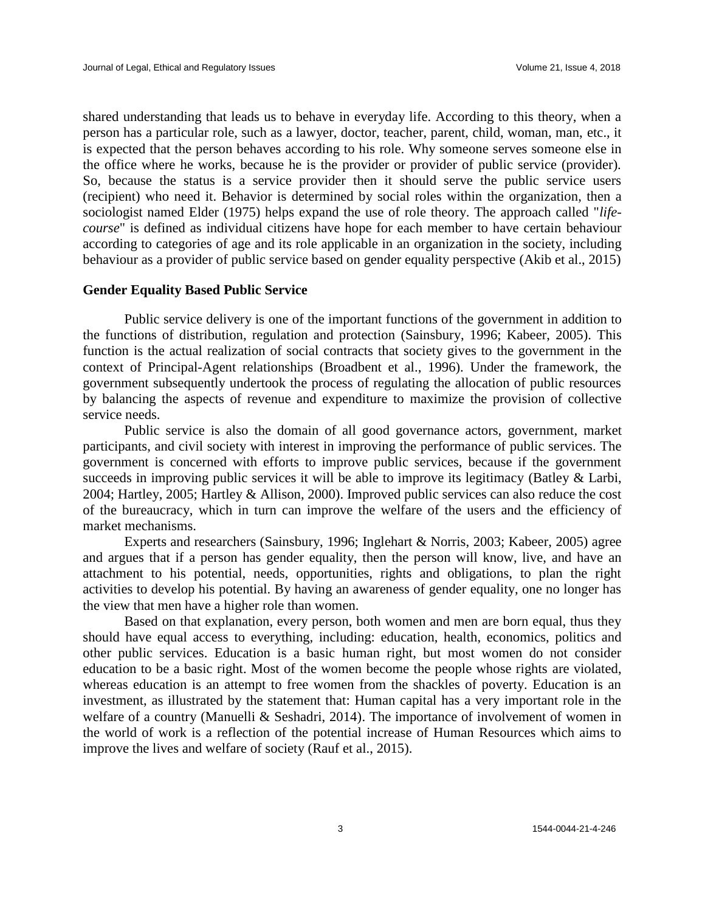shared understanding that leads us to behave in everyday life. According to this theory, when a person has a particular role, such as a lawyer, doctor, teacher, parent, child, woman, man, etc., it is expected that the person behaves according to his role. Why someone serves someone else in the office where he works, because he is the provider or provider of public service (provider). So, because the status is a service provider then it should serve the public service users (recipient) who need it. Behavior is determined by social roles within the organization, then a sociologist named Elder (1975) helps expand the use of role theory. The approach called "*life-course*" is defined as individual citizens have hope for each member to have certain behaviour according to categories of age and its role applicable in an organization in the society, including behaviour as a provider of public service based on gender equality perspective (Akib et al., 2015)

## Gender Equality Based Public Service

Public service delivery is one of the important functions of the government in addition to the functions of distribution, regulation and protection (Sainsbury, 1996; Kabeer, 2005). This function is the actual realization of social contracts that society gives to the government in the context of Principal-Agent relationships (Broadbent et al., 1996). Under the framework, the government subsequently undertook the process of regulating the allocation of public resources by balancing the aspects of revenue and expenditure to maximize the provision of collective service needs.

Public service is also the domain of all good governance actors, government, market participants, and civil society with interest in improving the performance of public services. The government is concerned with efforts to improve public services, because if the government succeeds in improving public services it will be able to improve its legitimacy (Batley & Larbi, 2004; Hartley, 2005; Hartley & Allison, 2000). Improved public services can also reduce the cost of the bureaucracy, which in turn can improve the welfare of the users and the efficiency of market mechanisms.

Experts and researchers (Sainsbury, 1996; Inglehart & Norris, 2003; Kabeer, 2005) agree and argues that if a person has gender equality, then the person will know, live, and have an attachment to his potential, needs, opportunities, rights and obligations, to plan the right activities to develop his potential. By having an awareness of gender equality, one no longer has the view that men have a higher role than women.

Based on that explanation, every person, both women and men are born equal, thus they should have equal access to everything, including: education, health, economics, politics and other public services. Education is a basic human right, but most women do not consider education to be a basic right. Most of the women become the people whose rights are violated, whereas education is an attempt to free women from the shackles of poverty. Education is an investment, as illustrated by the statement that: Human capital has a very important role in the welfare of a country (Manuelli & Seshadri, 2014). The importance of involvement of women in the world of work is a reflection of the potential increase of Human Resources which aims to improve the lives and welfare of society (Rauf et al., 2015).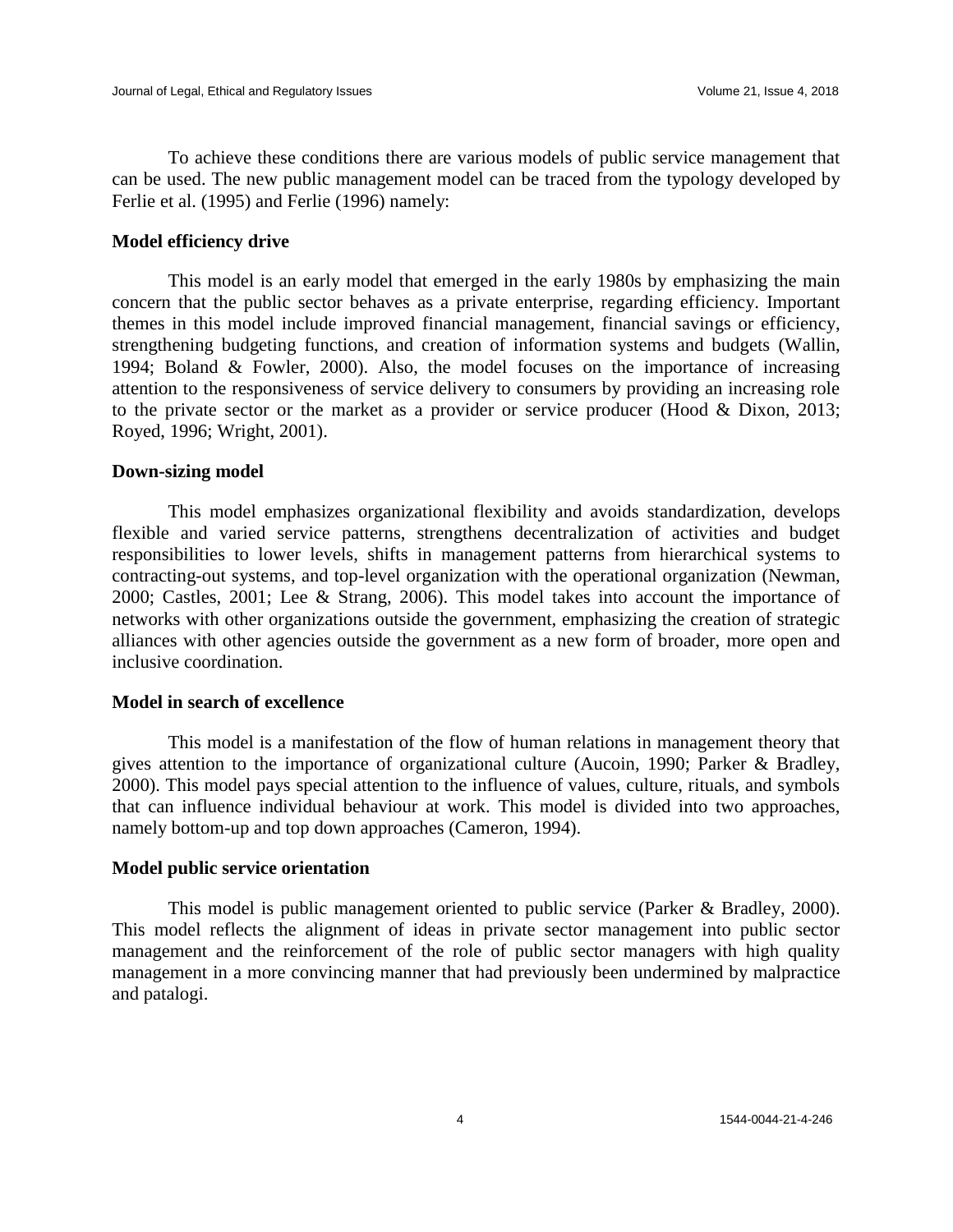To achieve these conditions there are various models of public service management that can be used. The new public management model can be traced from the typology developed by Ferlie et al. (1995) and Ferlie (1996) namely:

**Model efficiency drive**

This model is an early model that emerged in the early 1980s by emphasizing the main concern that the public sector behaves as a private enterprise, regarding efficiency. Important themes in this model include improved financial management, financial savings or efficiency, strengthening budgeting functions, and creation of information systems and budgets (Wallin, 1994; Boland & Fowler, 2000). Also, the model focuses on the importance of increasing attention to the responsiveness of service delivery to consumers by providing an increasing role to the private sector or the market as a provider or service producer (Hood & Dixon, 2013; Royed, 1996; Wright, 2001).

**Down-sizing model**

This model emphasizes organizational flexibility and avoids standardization, develops flexible and varied service patterns, strengthens decentralization of activities and budget responsibilities to lower levels, shifts in management patterns from hierarchical systems to contracting-out systems, and top-level organization with the operational organization (Newman, 2000; Castles, 2001; Lee & Strang, 2006). This model takes into account the importance of networks with other organizations outside the government, emphasizing the creation of strategic alliances with other agencies outside the government as a new form of broader, more open and inclusive coordination.

**Model in search of excellence**

This model is a manifestation of the flow of human relations in management theory that gives attention to the importance of organizational culture (Aucoin, 1990; Parker & Bradley, 2000). This model pays special attention to the influence of values, culture, rituals, and symbols that can influence individual behaviour at work. This model is divided into two approaches, namely bottom-up and top down approaches (Cameron, 1994).

**Model public service orientation**

This model is public management oriented to public service (Parker & Bradley, 2000). This model reflects the alignment of ideas in private sector management into public sector management and the reinforcement of the role of public sector managers with high quality management in a more convincing manner that had previously been undermined by malpractice and patalogi.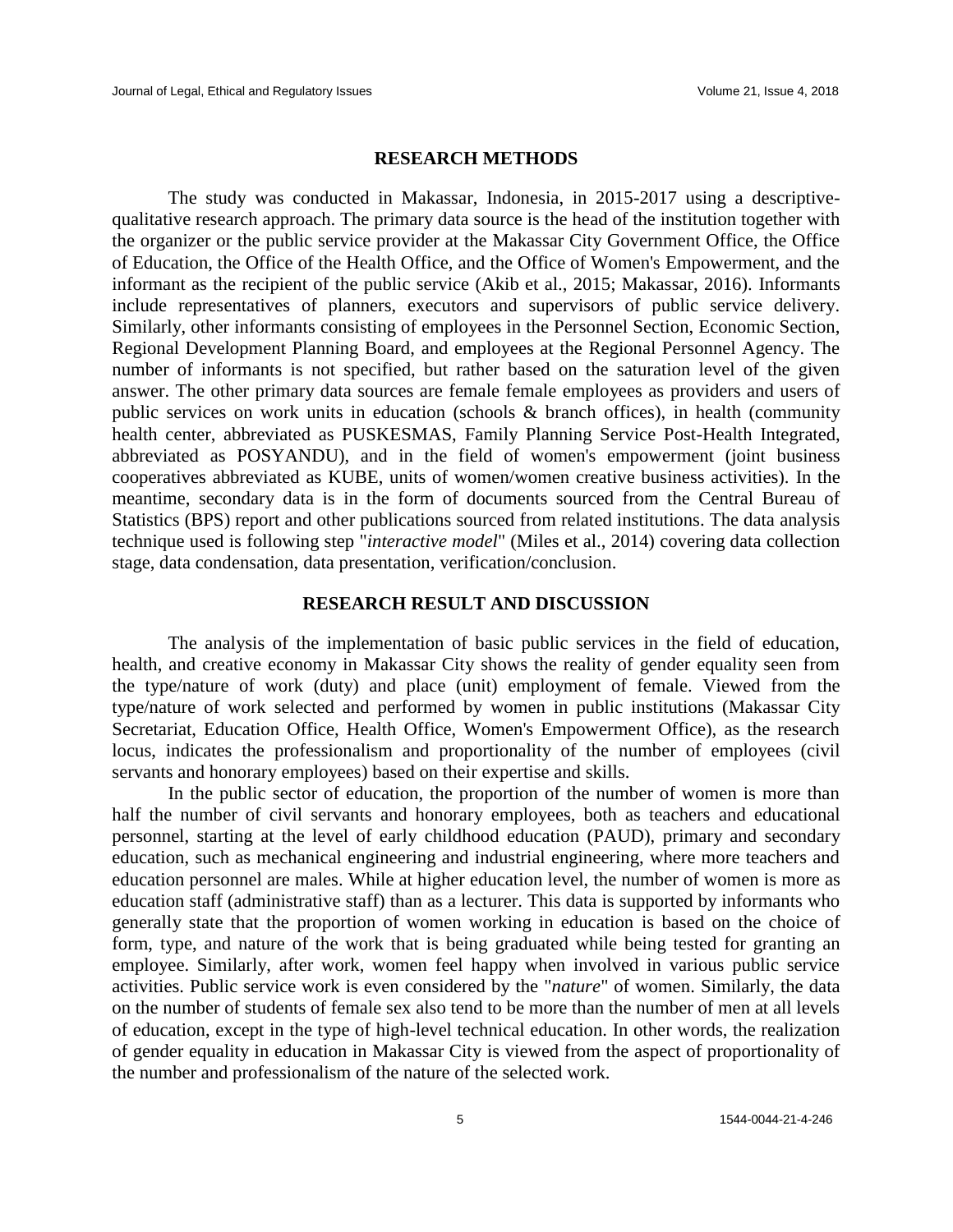## RESEARCH METHODS

The study was conducted in Makassar, Indonesia, in 2015-2017 using a descriptive-qualitative research approach. The primary data source is the head of the institution together with the organizer or the public service provider at the Makassar City Government Office, the Office of Education, the Office of the Health Office, and the Office of Women's Empowerment, and the informant as the recipient of the public service (Akib et al., 2015; Makassar, 2016). Informants include representatives of planners, executors and supervisors of public service delivery. Similarly, other informants consisting of employees in the Personnel Section, Economic Section, Regional Development Planning Board, and employees at the Regional Personnel Agency. The number of informants is not specified, but rather based on the saturation level of the given answer. The other primary data sources are female female employees as providers and users of public services on work units in education (schools & branch offices), in health (community health center, abbreviated as PUSKESMAS, Family Planning Service Post-Health Integrated, abbreviated as POSYANDU), and in the field of women's empowerment (joint business cooperatives abbreviated as KUBE, units of women/women creative business activities). In the meantime, secondary data is in the form of documents sourced from the Central Bureau of Statistics (BPS) report and other publications sourced from related institutions. The data analysis technique used is following step "*interactive model*" (Miles et al., 2014) covering data collection stage, data condensation, data presentation, verification/conclusion.

## RESEARCH RESULT AND DISCUSSION

The analysis of the implementation of basic public services in the field of education, health, and creative economy in Makassar City shows the reality of gender equality seen from the type/nature of work (duty) and place (unit) employment of female. Viewed from the type/nature of work selected and performed by women in public institutions (Makassar City Secretariat, Education Office, Health Office, Women's Empowerment Office), as the research locus, indicates the professionalism and proportionality of the number of employees (civil servants and honorary employees) based on their expertise and skills.

In the public sector of education, the proportion of the number of women is more than half the number of civil servants and honorary employees, both as teachers and educational personnel, starting at the level of early childhood education (PAUD), primary and secondary education, such as mechanical engineering and industrial engineering, where more teachers and education personnel are males. While at higher education level, the number of women is more as education staff (administrative staff) than as a lecturer. This data is supported by informants who generally state that the proportion of women working in education is based on the choice of form, type, and nature of the work that is being graduated while being tested for granting an employee. Similarly, after work, women feel happy when involved in various public service activities. Public service work is even considered by the "*nature*" of women. Similarly, the data on the number of students of female sex also tend to be more than the number of men at all levels of education, except in the type of high-level technical education. In other words, the realization of gender equality in education in Makassar City is viewed from the aspect of proportionality of the number and professionalism of the nature of the selected work.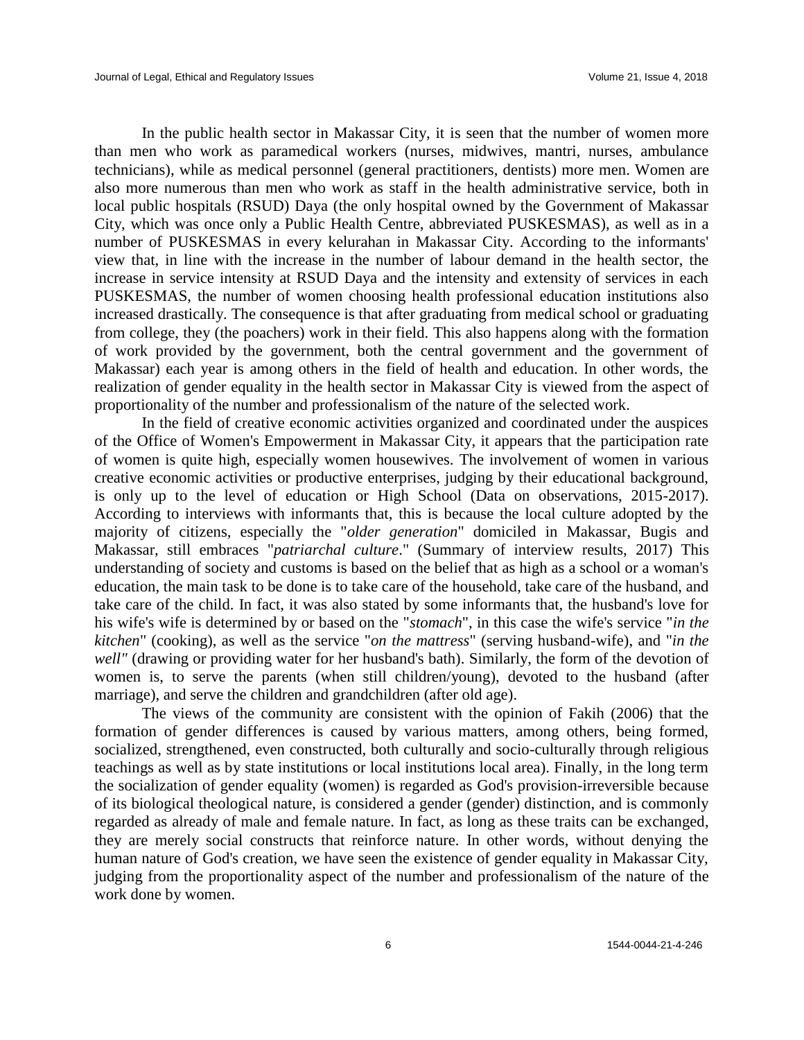In the public health sector in Makassar City, it is seen that the number of women more than men who work as paramedical workers (nurses, midwives, mantri, nurses, ambulance technicians), while as medical personnel (general practitioners, dentists) more men. Women are also more numerous than men who work as staff in the health administrative service, both in local public hospitals (RSUD) Daya (the only hospital owned by the Government of Makassar City, which was once only a Public Health Centre, abbreviated PUSKESMAS), as well as in a number of PUSKESMAS in every kelurahan in Makassar City. According to the informants' view that, in line with the increase in the number of labour demand in the health sector, the increase in service intensity at RSUD Daya and the intensity and extensity of services in each PUSKESMAS, the number of women choosing health professional education institutions also increased drastically. The consequence is that after graduating from medical school or graduating from college, they (the poachers) work in their field. This also happens along with the formation of work provided by the government, both the central government and the government of Makassar) each year is among others in the field of health and education. In other words, the realization of gender equality in the health sector in Makassar City is viewed from the aspect of proportionality of the number and professionalism of the nature of the selected work.

In the field of creative economic activities organized and coordinated under the auspices of the Office of Women's Empowerment in Makassar City, it appears that the participation rate of women is quite high, especially women housewives. The involvement of women in various creative economic activities or productive enterprises, judging by their educational background, is only up to the level of education or High School (Data on observations, 2015-2017). According to interviews with informants that, this is because the local culture adopted by the majority of citizens, especially the "*older generation*" domiciled in Makassar, Bugis and Makassar, still embraces "*patriarchal culture*." (Summary of interview results, 2017) This understanding of society and customs is based on the belief that as high as a school or a woman's education, the main task to be done is to take care of the household, take care of the husband, and take care of the child. In fact, it was also stated by some informants that, the husband's love for his wife's wife is determined by or based on the "*stomach*", in this case the wife's service "*in the kitchen*" (cooking), as well as the service "*on the mattress*" (serving husband-wife), and "*in the well"* (drawing or providing water for her husband's bath). Similarly, the form of the devotion of women is, to serve the parents (when still children/young), devoted to the husband (after marriage), and serve the children and grandchildren (after old age).

The views of the community are consistent with the opinion of Fakih (2006) that the formation of gender differences is caused by various matters, among others, being formed, socialized, strengthened, even constructed, both culturally and socio-culturally through religious teachings as well as by state institutions or local institutions local area). Finally, in the long term the socialization of gender equality (women) is regarded as God's provision-irreversible because of its biological theological nature, is considered a gender (gender) distinction, and is commonly regarded as already of male and female nature. In fact, as long as these traits can be exchanged, they are merely social constructs that reinforce nature. In other words, without denying the human nature of God's creation, we have seen the existence of gender equality in Makassar City, judging from the proportionality aspect of the number and professionalism of the nature of the work done by women.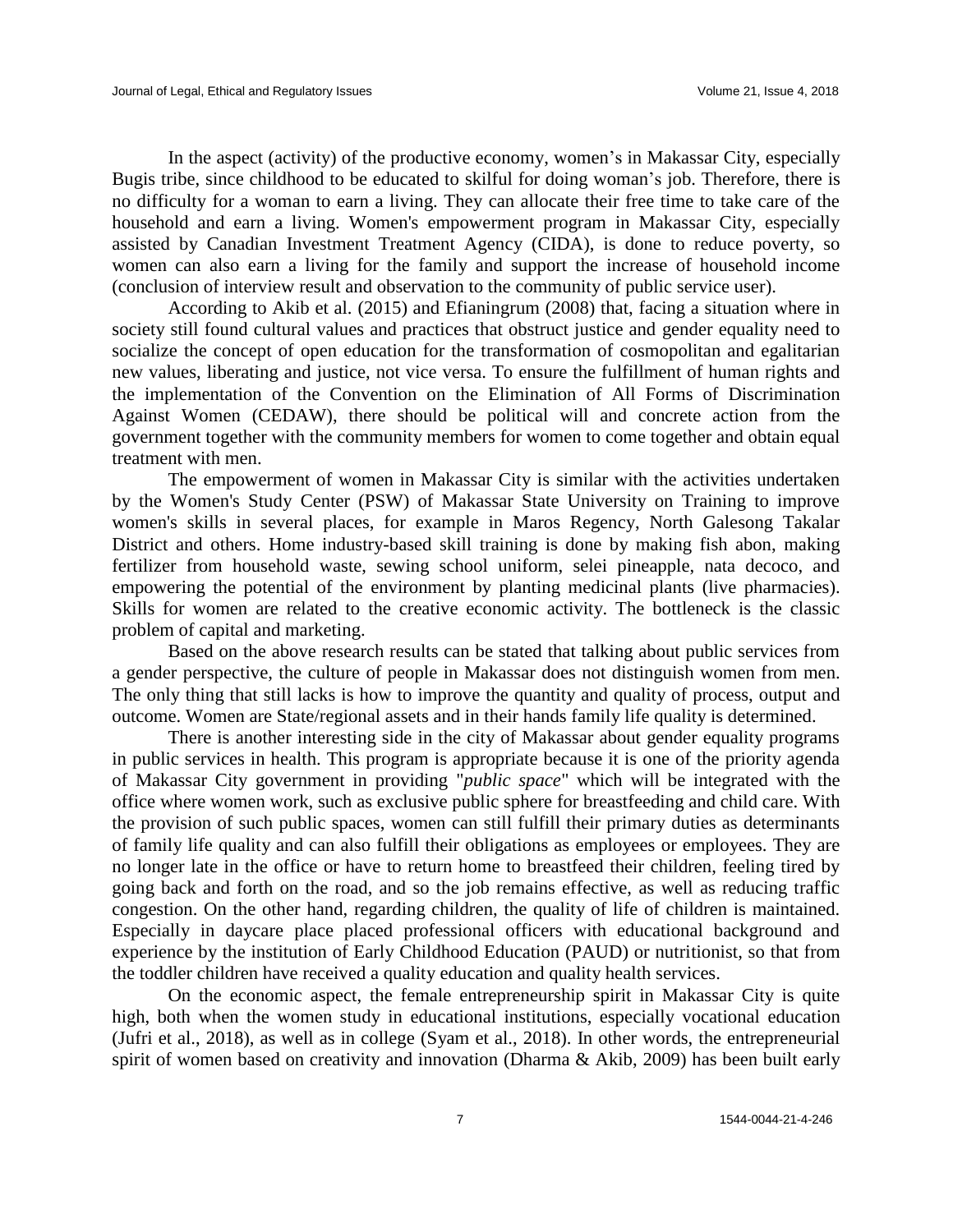In the aspect (activity) of the productive economy, women’s in Makassar City, especially Bugis tribe, since childhood to be educated to skilful for doing woman’s job. Therefore, there is no difficulty for a woman to earn a living. They can allocate their free time to take care of the household and earn a living. Women's empowerment program in Makassar City, especially assisted by Canadian Investment Treatment Agency (CIDA), is done to reduce poverty, so women can also earn a living for the family and support the increase of household income (conclusion of interview result and observation to the community of public service user).

According to Akib et al. (2015) and Efianingrum (2008) that, facing a situation where in society still found cultural values and practices that obstruct justice and gender equality need to socialize the concept of open education for the transformation of cosmopolitan and egalitarian new values, liberating and justice, not vice versa. To ensure the fulfillment of human rights and the implementation of the Convention on the Elimination of All Forms of Discrimination Against Women (CEDAW), there should be political will and concrete action from the government together with the community members for women to come together and obtain equal treatment with men.

The empowerment of women in Makassar City is similar with the activities undertaken by the Women's Study Center (PSW) of Makassar State University on Training to improve women's skills in several places, for example in Maros Regency, North Galesong Takalar District and others. Home industry-based skill training is done by making fish abon, making fertilizer from household waste, sewing school uniform, selei pineapple, nata decoco, and empowering the potential of the environment by planting medicinal plants (live pharmacies). Skills for women are related to the creative economic activity. The bottleneck is the classic problem of capital and marketing.

Based on the above research results can be stated that talking about public services from a gender perspective, the culture of people in Makassar does not distinguish women from men. The only thing that still lacks is how to improve the quantity and quality of process, output and outcome. Women are State/regional assets and in their hands family life quality is determined.

There is another interesting side in the city of Makassar about gender equality programs in public services in health. This program is appropriate because it is one of the priority agenda of Makassar City government in providing "*public space*" which will be integrated with the office where women work, such as exclusive public sphere for breastfeeding and child care. With the provision of such public spaces, women can still fulfill their primary duties as determinants of family life quality and can also fulfill their obligations as employees or employees. They are no longer late in the office or have to return home to breastfeed their children, feeling tired by going back and forth on the road, and so the job remains effective, as well as reducing traffic congestion. On the other hand, regarding children, the quality of life of children is maintained. Especially in daycare place placed professional officers with educational background and experience by the institution of Early Childhood Education (PAUD) or nutritionist, so that from the toddler children have received a quality education and quality health services.

On the economic aspect, the female entrepreneurship spirit in Makassar City is quite high, both when the women study in educational institutions, especially vocational education (Jufri et al., 2018), as well as in college (Syam et al., 2018). In other words, the entrepreneurial spirit of women based on creativity and innovation (Dharma & Akib, 2009) has been built early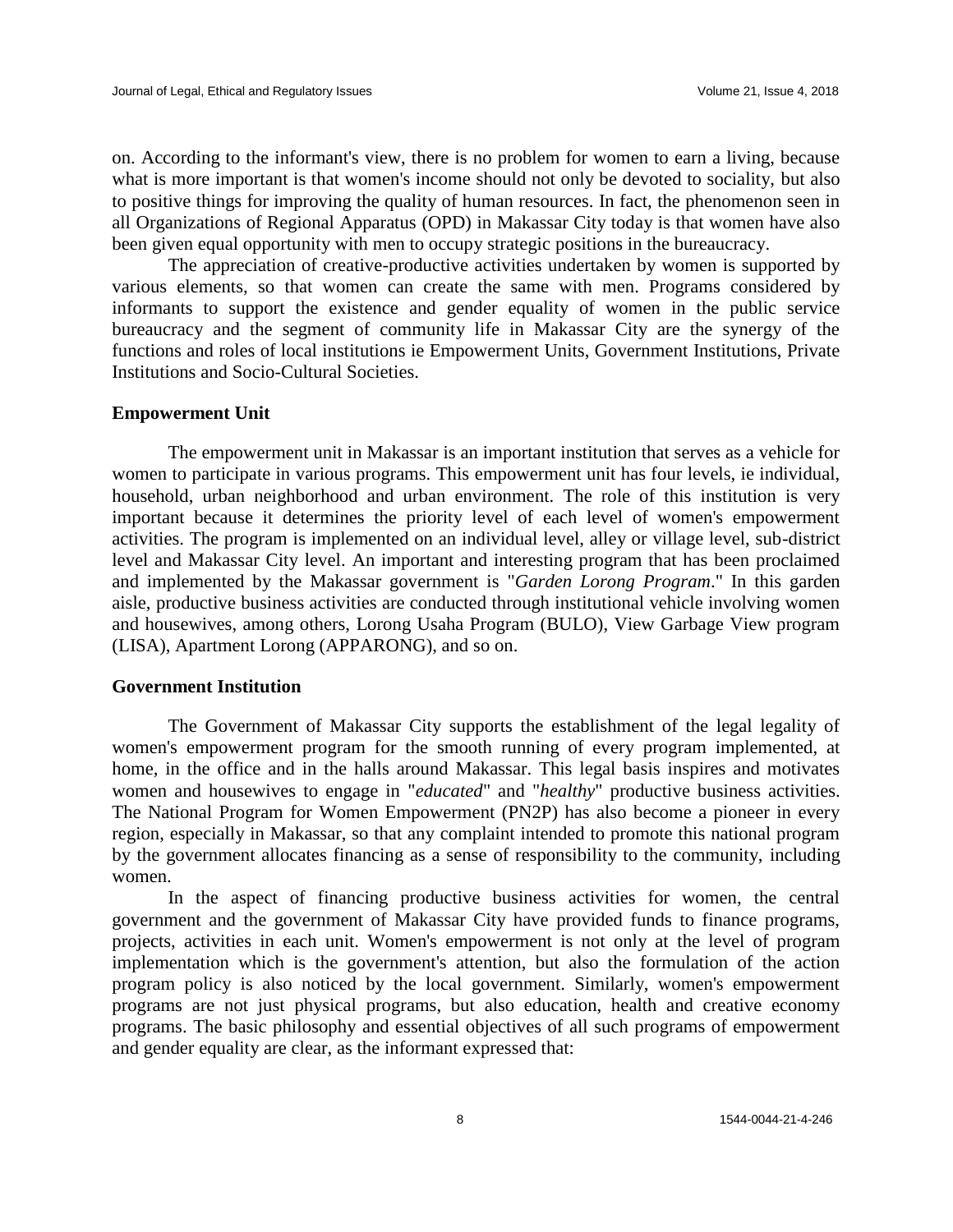on. According to the informant's view, there is no problem for women to earn a living, because what is more important is that women's income should not only be devoted to sociality, but also to positive things for improving the quality of human resources. In fact, the phenomenon seen in all Organizations of Regional Apparatus (OPD) in Makassar City today is that women have also been given equal opportunity with men to occupy strategic positions in the bureaucracy.

The appreciation of creative-productive activities undertaken by women is supported by various elements, so that women can create the same with men. Programs considered by informants to support the existence and gender equality of women in the public service bureaucracy and the segment of community life in Makassar City are the synergy of the functions and roles of local institutions ie Empowerment Units, Government Institutions, Private Institutions and Socio-Cultural Societies.

### Empowerment Unit

The empowerment unit in Makassar is an important institution that serves as a vehicle for women to participate in various programs. This empowerment unit has four levels, ie individual, household, urban neighborhood and urban environment. The role of this institution is very important because it determines the priority level of each level of women's empowerment activities. The program is implemented on an individual level, alley or village level, sub-district level and Makassar City level. An important and interesting program that has been proclaimed and implemented by the Makassar government is "*Garden Lorong Program*." In this garden aisle, productive business activities are conducted through institutional vehicle involving women and housewives, among others, Lorong Usaha Program (BULO), View Garbage View program (LISA), Apartment Lorong (APPARONG), and so on.

### Government Institution

The Government of Makassar City supports the establishment of the legal legality of women's empowerment program for the smooth running of every program implemented, at home, in the office and in the halls around Makassar. This legal basis inspires and motivates women and housewives to engage in "*educated*" and "*healthy*" productive business activities. The National Program for Women Empowerment (PN2P) has also become a pioneer in every region, especially in Makassar, so that any complaint intended to promote this national program by the government allocates financing as a sense of responsibility to the community, including women.

In the aspect of financing productive business activities for women, the central government and the government of Makassar City have provided funds to finance programs, projects, activities in each unit. Women's empowerment is not only at the level of program implementation which is the government's attention, but also the formulation of the action program policy is also noticed by the local government. Similarly, women's empowerment programs are not just physical programs, but also education, health and creative economy programs. The basic philosophy and essential objectives of all such programs of empowerment and gender equality are clear, as the informant expressed that: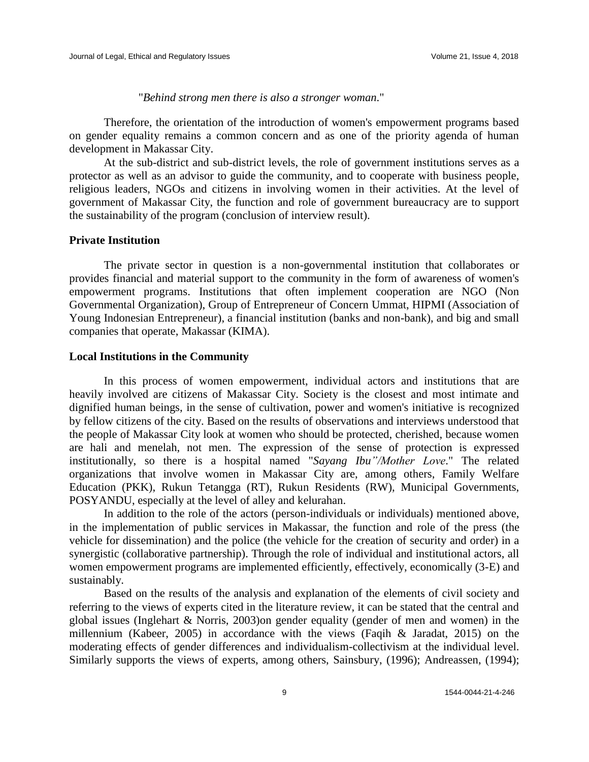"*Behind strong men there is also a stronger woman*."

Therefore, the orientation of the introduction of women's empowerment programs based on gender equality remains a common concern and as one of the priority agenda of human development in Makassar City.

At the sub-district and sub-district levels, the role of government institutions serves as a protector as well as an advisor to guide the community, and to cooperate with business people, religious leaders, NGOs and citizens in involving women in their activities. At the level of government of Makassar City, the function and role of government bureaucracy are to support the sustainability of the program (conclusion of interview result).

**Private Institution**

The private sector in question is a non-governmental institution that collaborates or provides financial and material support to the community in the form of awareness of women's empowerment programs. Institutions that often implement cooperation are NGO (Non Governmental Organization), Group of Entrepreneur of Concern Ummat, HIPMI (Association of Young Indonesian Entrepreneur), a financial institution (banks and non-bank), and big and small companies that operate, Makassar (KIMA).

**Local Institutions in the Community**

In this process of women empowerment, individual actors and institutions that are heavily involved are citizens of Makassar City. Society is the closest and most intimate and dignified human beings, in the sense of cultivation, power and women's initiative is recognized by fellow citizens of the city. Based on the results of observations and interviews understood that the people of Makassar City look at women who should be protected, cherished, because women are hali and menelah, not men. The expression of the sense of protection is expressed institutionally, so there is a hospital named "*Sayang Ibu"/Mother Love*." The related organizations that involve women in Makassar City are, among others, Family Welfare Education (PKK), Rukun Tetangga (RT), Rukun Residents (RW), Municipal Governments, POSYANDU, especially at the level of alley and kelurahan.

In addition to the role of the actors (person-individuals or individuals) mentioned above, in the implementation of public services in Makassar, the function and role of the press (the vehicle for dissemination) and the police (the vehicle for the creation of security and order) in a synergistic (collaborative partnership). Through the role of individual and institutional actors, all women empowerment programs are implemented efficiently, effectively, economically (3-E) and sustainably.

Based on the results of the analysis and explanation of the elements of civil society and referring to the views of experts cited in the literature review, it can be stated that the central and global issues (Inglehart & Norris, 2003)on gender equality (gender of men and women) in the millennium (Kabeer, 2005) in accordance with the views (Faqih & Jaradat, 2015) on the moderating effects of gender differences and individualism-collectivism at the individual level. Similarly supports the views of experts, among others, Sainsbury, (1996); Andreassen, (1994);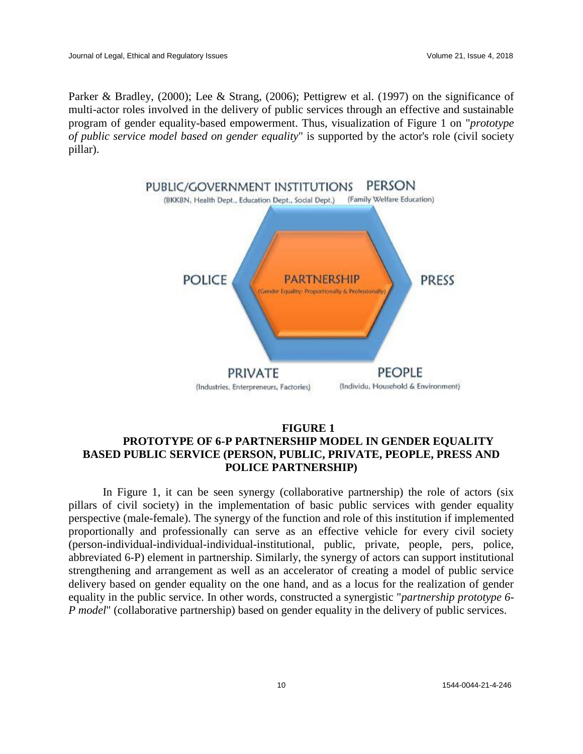Parker & Bradley, (2000); Lee & Strang, (2006); Pettigrew et al. (1997) on the significance of multi-actor roles involved in the delivery of public services through an effective and sustainable program of gender equality-based empowerment. Thus, visualization of Figure 1 on "*prototype of public service model based on gender equality*" is supported by the actor's role (civil society pillar).

PUBLIC/GOVERNMENT INSTITUTIONS (BKKBN, Health Dept., Education Dept., Social Dept.)

PERSON (Family Welfare Education)

POLICE

PARTNERSHIP (Gender Equality: Proportionally & Professionally)

PRESS

PRIVATE (Industries, Enterpreneurs, Factories)

PEOPLE (Individu, Household & Environment)

**FIGURE 1**
**PROTOTYPE OF 6-P PARTNERSHIP MODEL IN GENDER EQUALITY BASED PUBLIC SERVICE (PERSON, PUBLIC, PRIVATE, PEOPLE, PRESS AND POLICE PARTNERSHIP)**

In Figure 1, it can be seen synergy (collaborative partnership) the role of actors (six pillars of civil society) in the implementation of basic public services with gender equality perspective (male-female). The synergy of the function and role of this institution if implemented proportionally and professionally can serve as an effective vehicle for every civil society (person-individual-individual-individual-institutional, public, private, people, pers, police, abbreviated 6-P) element in partnership. Similarly, the synergy of actors can support institutional strengthening and arrangement as well as an accelerator of creating a model of public service delivery based on gender equality on the one hand, and as a locus for the realization of gender equality in the public service. In other words, constructed a synergistic "*partnership prototype 6-P model*" (collaborative partnership) based on gender equality in the delivery of public services.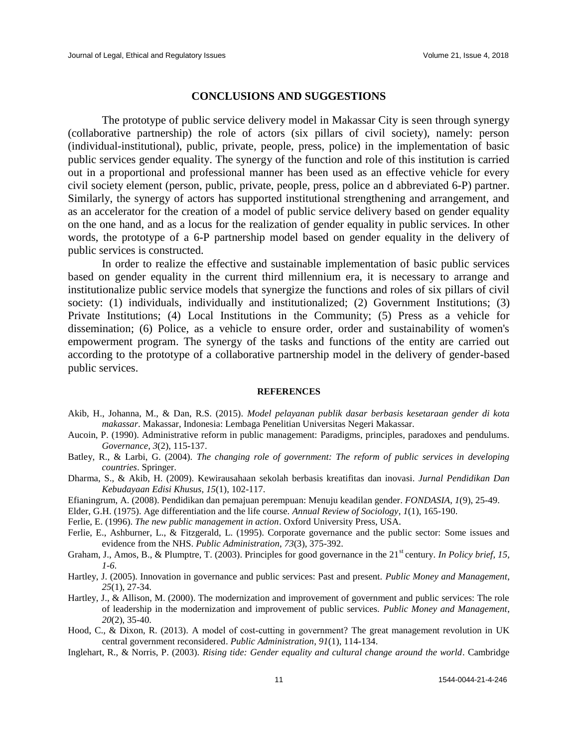## CONCLUSIONS AND SUGGESTIONS

The prototype of public service delivery model in Makassar City is seen through synergy (collaborative partnership) the role of actors (six pillars of civil society), namely: person (individual-institutional), public, private, people, press, police) in the implementation of basic public services gender equality. The synergy of the function and role of this institution is carried out in a proportional and professional manner has been used as an effective vehicle for every civil society element (person, public, private, people, press, police an d abbreviated 6-P) partner. Similarly, the synergy of actors has supported institutional strengthening and arrangement, and as an accelerator for the creation of a model of public service delivery based on gender equality on the one hand, and as a locus for the realization of gender equality in public services. In other words, the prototype of a 6-P partnership model based on gender equality in the delivery of public services is constructed.

In order to realize the effective and sustainable implementation of basic public services based on gender equality in the current third millennium era, it is necessary to arrange and institutionalize public service models that synergize the functions and roles of six pillars of civil society: (1) individuals, individually and institutionalized; (2) Government Institutions; (3) Private Institutions; (4) Local Institutions in the Community; (5) Press as a vehicle for dissemination; (6) Police, as a vehicle to ensure order, order and sustainability of women's empowerment program. The synergy of the tasks and functions of the entity are carried out according to the prototype of a collaborative partnership model in the delivery of gender-based public services.

## REFERENCES

Akib, H., Johanna, M., & Dan, R.S. (2015). *Model pelayanan publik dasar berbasis kesetaraan gender di kota makassar*. Makassar, Indonesia: Lembaga Penelitian Universitas Negeri Makassar.

Aucoin, P. (1990). Administrative reform in public management: Paradigms, principles, paradoxes and pendulums. *Governance*, *3*(2), 115-137.

Batley, R., & Larbi, G. (2004). *The changing role of government: The reform of public services in developing countries*. Springer.

Dharma, S., & Akib, H. (2009). Kewirausahaan sekolah berbasis kreatifitas dan inovasi. *Jurnal Pendidikan Dan Kebudayaan Edisi Khusus*, *15*(1), 102-117.

Efianingrum, A. (2008). Pendidikan dan pemajuan perempuan: Menuju keadilan gender. *FONDASIA*, *1*(9), 25-49.

Elder, G.H. (1975). Age differentiation and the life course. *Annual Review of Sociology*, *1*(1), 165-190.

Ferlie, E. (1996). *The new public management in action*. Oxford University Press, USA.

Ferlie, E., Ashburner, L., & Fitzgerald, L. (1995). Corporate governance and the public sector: Some issues and evidence from the NHS. *Public Administration*, *73*(3), 375-392.

Graham, J., Amos, B., & Plumptre, T. (2003). Principles for good governance in the 21st century. *In Policy brief, 15, 1-6*.

Hartley, J. (2005). Innovation in governance and public services: Past and present. *Public Money and Management*, *25*(1), 27-34.

Hartley, J., & Allison, M. (2000). The modernization and improvement of government and public services: The role of leadership in the modernization and improvement of public services. *Public Money and Management*, *20*(2), 35-40.

Hood, C., & Dixon, R. (2013). A model of cost-cutting in government? The great management revolution in UK central government reconsidered. *Public Administration*, *91*(1), 114-134.

Inglehart, R., & Norris, P. (2003). *Rising tide: Gender equality and cultural change around the world*. Cambridge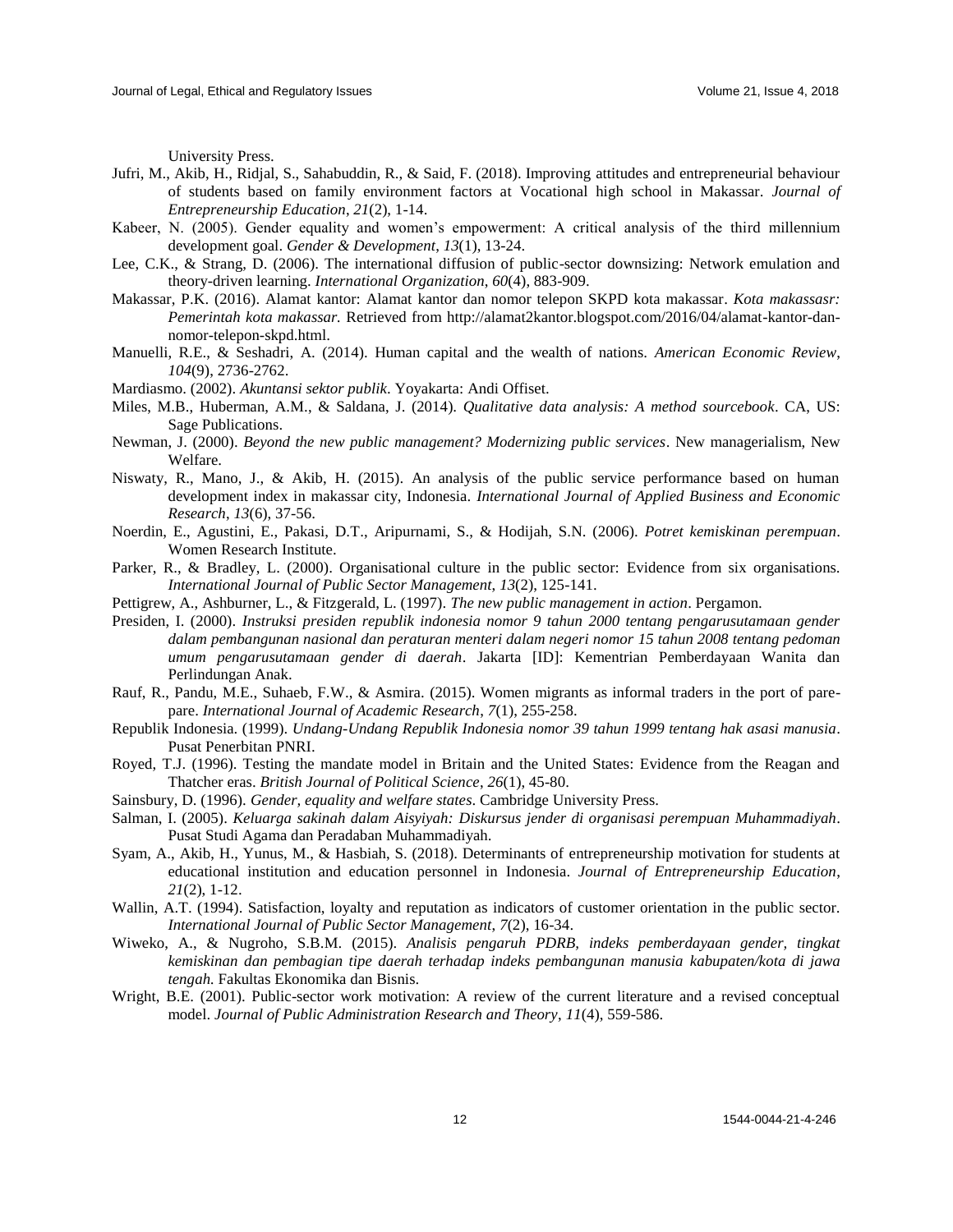University Press.

Jufri, M., Akib, H., Ridjal, S., Sahabuddin, R., & Said, F. (2018). Improving attitudes and entrepreneurial behaviour of students based on family environment factors at Vocational high school in Makassar. *Journal of Entrepreneurship Education*, *21*(2), 1-14.

Kabeer, N. (2005). Gender equality and women's empowerment: A critical analysis of the third millennium development goal. *Gender & Development*, *13*(1), 13-24.

Lee, C.K., & Strang, D. (2006). The international diffusion of public-sector downsizing: Network emulation and theory-driven learning. *International Organization*, *60*(4), 883-909.

Makassar, P.K. (2016). Alamat kantor: Alamat kantor dan nomor telepon SKPD kota makassar. *Kota makassasr: Pemerintah kota makassar.* Retrieved from http://alamat2kantor.blogspot.com/2016/04/alamat-kantor-dan-nomor-telepon-skpd.html.

Manuelli, R.E., & Seshadri, A. (2014). Human capital and the wealth of nations. *American Economic Review*, *104*(9), 2736-2762.

Mardiasmo. (2002). *Akuntansi sektor publik*. Yoyakarta: Andi Offiset.

Miles, M.B., Huberman, A.M., & Saldana, J. (2014). *Qualitative data analysis: A method sourcebook*. CA, US: Sage Publications.

Newman, J. (2000). *Beyond the new public management? Modernizing public services*. New managerialism, New Welfare.

Niswaty, R., Mano, J., & Akib, H. (2015). An analysis of the public service performance based on human development index in makassar city, Indonesia. *International Journal of Applied Business and Economic Research*, *13*(6), 37-56.

Noerdin, E., Agustini, E., Pakasi, D.T., Aripurnami, S., & Hodijah, S.N. (2006). *Potret kemiskinan perempuan*. Women Research Institute.

Parker, R., & Bradley, L. (2000). Organisational culture in the public sector: Evidence from six organisations. *International Journal of Public Sector Management*, *13*(2), 125-141.

Pettigrew, A., Ashburner, L., & Fitzgerald, L. (1997). *The new public management in action*. Pergamon.

Presiden, I. (2000). *Instruksi presiden republik indonesia nomor 9 tahun 2000 tentang pengarusutamaan gender dalam pembangunan nasional dan peraturan menteri dalam negeri nomor 15 tahun 2008 tentang pedoman umum pengarusutamaan gender di daerah*. Jakarta [ID]: Kementrian Pemberdayaan Wanita dan Perlindungan Anak.

Rauf, R., Pandu, M.E., Suhaeb, F.W., & Asmira. (2015). Women migrants as informal traders in the port of pare-pare. *International Journal of Academic Research*, *7*(1), 255-258.

Republik Indonesia. (1999). *Undang-Undang Republik Indonesia nomor 39 tahun 1999 tentang hak asasi manusia*. Pusat Penerbitan PNRI.

Royed, T.J. (1996). Testing the mandate model in Britain and the United States: Evidence from the Reagan and Thatcher eras. *British Journal of Political Science*, *26*(1), 45-80.

Sainsbury, D. (1996). *Gender, equality and welfare states*. Cambridge University Press.

Salman, I. (2005). *Keluarga sakinah dalam Aisyiyah: Diskursus jender di organisasi perempuan Muhammadiyah*. Pusat Studi Agama dan Peradaban Muhammadiyah.

Syam, A., Akib, H., Yunus, M., & Hasbiah, S. (2018). Determinants of entrepreneurship motivation for students at educational institution and education personnel in Indonesia. *Journal of Entrepreneurship Education*, *21*(2), 1-12.

Wallin, A.T. (1994). Satisfaction, loyalty and reputation as indicators of customer orientation in the public sector. *International Journal of Public Sector Management*, *7*(2), 16-34.

Wiweko, A., & Nugroho, S.B.M. (2015). *Analisis pengaruh PDRB, indeks pemberdayaan gender, tingkat kemiskinan dan pembagian tipe daerah terhadap indeks pembangunan manusia kabupaten/kota di jawa tengah.* Fakultas Ekonomika dan Bisnis.

Wright, B.E. (2001). Public-sector work motivation: A review of the current literature and a revised conceptual model. *Journal of Public Administration Research and Theory*, *11*(4), 559-586.